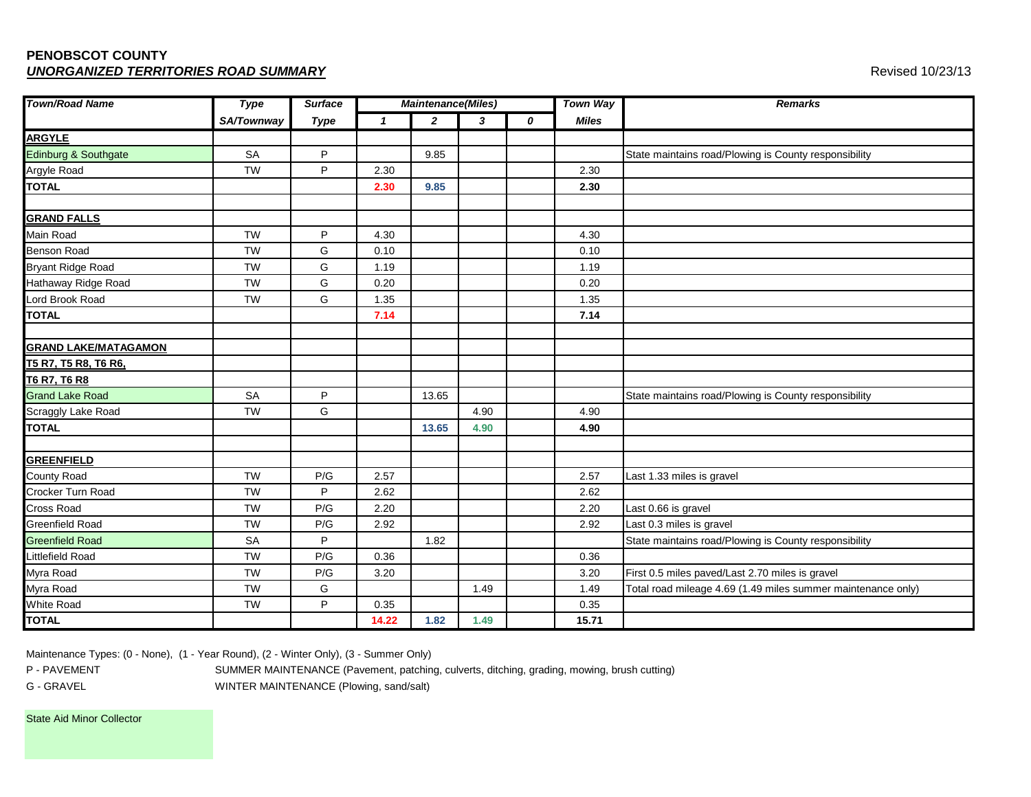**PENOBSCOT COUNTY**

***UNORGANIZED TERRITORIES ROAD SUMMARY***

Revised 10/23/13

| *Town/Road Name* | *Type* | *Surface* | *Maintenance(Miles)* | | | | *Town Way* | *Remarks* |
|---|---|---|---|---|---|---|---|---|
| | *SA/Townway* | *Type* | *1* | *2* | *3* | *0* | *Miles* | |
| **ARGYLE** | | | | | | | | |
| Edinburg & Southgate | SA | P | | 9.85 | | | | State maintains road/Plowing is County responsibility |
| Argyle Road | TW | P | 2.30 | | | | 2.30 | |
| **TOTAL** | | | **2.30** | **9.85** | | | **2.30** | |
| | | | | | | | | |
| **GRAND FALLS** | | | | | | | | |
| Main Road | TW | P | 4.30 | | | | 4.30 | |
| Benson Road | TW | G | 0.10 | | | | 0.10 | |
| Bryant Ridge Road | TW | G | 1.19 | | | | 1.19 | |
| Hathaway Ridge Road | TW | G | 0.20 | | | | 0.20 | |
| Lord Brook Road | TW | G | 1.35 | | | | 1.35 | |
| **TOTAL** | | | **7.14** | | | | **7.14** | |
| | | | | | | | | |
| **GRAND LAKE/MATAGAMON** | | | | | | | | |
| **T5 R7, T5 R8, T6 R6,** | | | | | | | | |
| **T6 R7, T6 R8** | | | | | | | | |
| Grand Lake Road | SA | P | | 13.65 | | | | State maintains road/Plowing is County responsibility |
| Scraggly Lake Road | TW | G | | | 4.90 | | 4.90 | |
| **TOTAL** | | | | **13.65** | **4.90** | | **4.90** | |
| | | | | | | | | |
| **GREENFIELD** | | | | | | | | |
| County Road | TW | P/G | 2.57 | | | | 2.57 | Last 1.33 miles is gravel |
| Crocker Turn Road | TW | P | 2.62 | | | | 2.62 | |
| Cross Road | TW | P/G | 2.20 | | | | 2.20 | Last 0.66 is gravel |
| Greenfield Road | TW | P/G | 2.92 | | | | 2.92 | Last 0.3 miles is gravel |
| Greenfield Road | SA | P | | 1.82 | | | | State maintains road/Plowing is County responsibility |
| Littlefield Road | TW | P/G | 0.36 | | | | 0.36 | |
| Myra Road | TW | P/G | 3.20 | | | | 3.20 | First 0.5 miles paved/Last 2.70 miles is gravel |
| Myra Road | TW | G | | | 1.49 | | 1.49 | Total road mileage 4.69 (1.49 miles summer maintenance only) |
| White Road | TW | P | 0.35 | | | | 0.35 | |
| **TOTAL** | | | **14.22** | **1.82** | **1.49** | | **15.71** | |

Maintenance Types: (0 - None), (1 - Year Round), (2 - Winter Only), (3 - Summer Only)

P - PAVEMENT — SUMMER MAINTENANCE (Pavement, patching, culverts, ditching, grading, mowing, brush cutting)

G - GRAVEL — WINTER MAINTENANCE (Plowing, sand/salt)

State Aid Minor Collector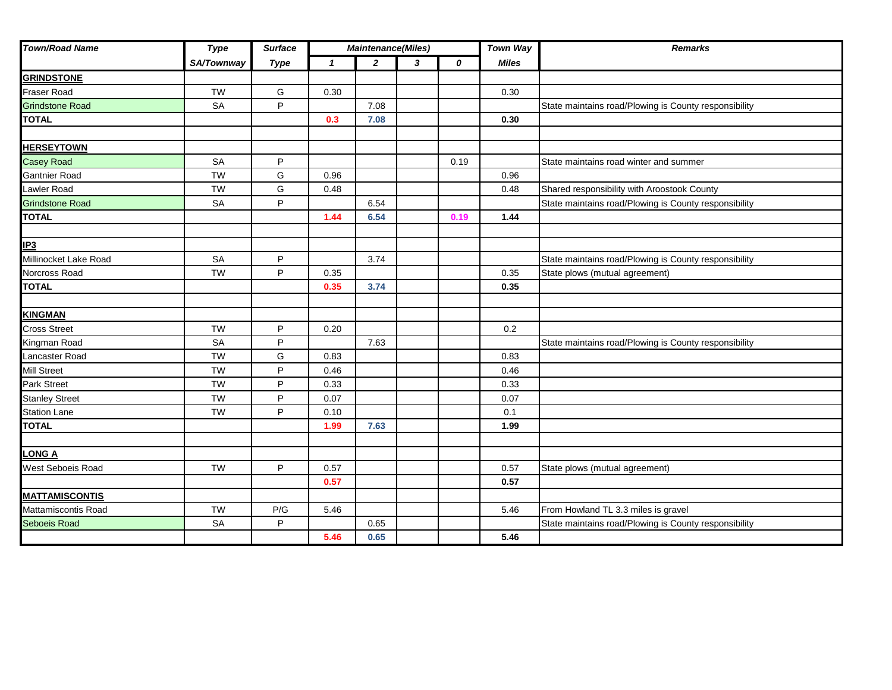| Town/Road Name | Type SA/Townway | Surface Type | Maintenance(Miles) 1 | 2 | 3 | 0 | Town Way Miles | Remarks |
|---|---|---|---|---|---|---|---|---|
| **GRINDSTONE** | | | | | | | | |
| Fraser Road | TW | G | 0.30 | | | | 0.30 | |
| Grindstone Road | SA | P | | 7.08 | | | | State maintains road/Plowing is County responsibility |
| **TOTAL** | | | **0.3** | **7.08** | | | **0.30** | |
| | | | | | | | | |
| **HERSEYTOWN** | | | | | | | | |
| Casey Road | SA | P | | | | 0.19 | | State maintains road winter and summer |
| Gantnier Road | TW | G | 0.96 | | | | 0.96 | |
| Lawler Road | TW | G | 0.48 | | | | 0.48 | Shared responsibility with Aroostook County |
| Grindstone Road | SA | P | | 6.54 | | | | State maintains road/Plowing is County responsibility |
| **TOTAL** | | | **1.44** | **6.54** | | **0.19** | **1.44** | |
| | | | | | | | | |
| **IP3** | | | | | | | | |
| Millinocket Lake Road | SA | P | | 3.74 | | | | State maintains road/Plowing is County responsibility |
| Norcross Road | TW | P | 0.35 | | | | 0.35 | State plows (mutual agreement) |
| **TOTAL** | | | **0.35** | **3.74** | | | **0.35** | |
| | | | | | | | | |
| **KINGMAN** | | | | | | | | |
| Cross Street | TW | P | 0.20 | | | | 0.2 | |
| Kingman Road | SA | P | | 7.63 | | | | State maintains road/Plowing is County responsibility |
| Lancaster Road | TW | G | 0.83 | | | | 0.83 | |
| Mill Street | TW | P | 0.46 | | | | 0.46 | |
| Park Street | TW | P | 0.33 | | | | 0.33 | |
| Stanley Street | TW | P | 0.07 | | | | 0.07 | |
| Station Lane | TW | P | 0.10 | | | | 0.1 | |
| **TOTAL** | | | **1.99** | **7.63** | | | **1.99** | |
| | | | | | | | | |
| **LONG A** | | | | | | | | |
| West Seboeis Road | TW | P | 0.57 | | | | 0.57 | State plows (mutual agreement) |
| | | | **0.57** | | | | **0.57** | |
| **MATTAMISCONTIS** | | | | | | | | |
| Mattamiscontis Road | TW | P/G | 5.46 | | | | 5.46 | From Howland TL 3.3 miles is gravel |
| Seboeis Road | SA | P | | 0.65 | | | | State maintains road/Plowing is County responsibility |
| | | | **5.46** | **0.65** | | | **5.46** | |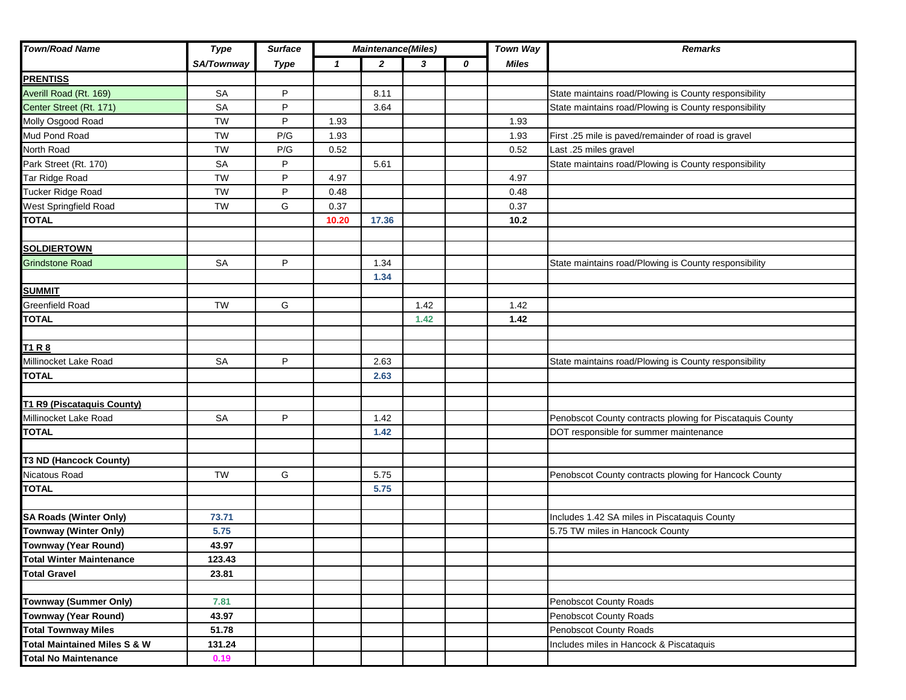| Town/Road Name | Type SA/Townway | Surface Type | Maintenance(Miles) 1 | 2 | 3 | 0 | Town Way Miles | Remarks |
|---|---|---|---|---|---|---|---|---|
| **PRENTISS** | | | | | | | | |
| Averill Road (Rt. 169) | SA | P | | 8.11 | | | | State maintains road/Plowing is County responsibility |
| Center Street (Rt. 171) | SA | P | | 3.64 | | | | State maintains road/Plowing is County responsibility |
| Molly Osgood Road | TW | P | 1.93 | | | | 1.93 | |
| Mud Pond Road | TW | P/G | 1.93 | | | | 1.93 | First .25 mile is paved/remainder of road is gravel |
| North Road | TW | P/G | 0.52 | | | | 0.52 | Last .25 miles gravel |
| Park Street (Rt. 170) | SA | P | | 5.61 | | | | State maintains road/Plowing is County responsibility |
| Tar Ridge Road | TW | P | 4.97 | | | | 4.97 | |
| Tucker Ridge Road | TW | P | 0.48 | | | | 0.48 | |
| West Springfield Road | TW | G | 0.37 | | | | 0.37 | |
| **TOTAL** | | | **10.20** | **17.36** | | | **10.2** | |
| | | | | | | | | |
| **SOLDIERTOWN** | | | | | | | | |
| Grindstone Road | SA | P | | 1.34 | | | | State maintains road/Plowing is County responsibility |
| | | | | **1.34** | | | | |
| **SUMMIT** | | | | | | | | |
| Greenfield Road | TW | G | | | 1.42 | | 1.42 | |
| **TOTAL** | | | | | **1.42** | | **1.42** | |
| | | | | | | | | |
| **T1 R 8** | | | | | | | | |
| Millinocket Lake Road | SA | P | | 2.63 | | | | State maintains road/Plowing is County responsibility |
| **TOTAL** | | | | **2.63** | | | | |
| | | | | | | | | |
| **T1 R9 (Piscataquis County)** | | | | | | | | |
| Millinocket Lake Road | SA | P | | 1.42 | | | | Penobscot County contracts plowing for Piscataquis County |
| **TOTAL** | | | | **1.42** | | | | DOT responsible for summer maintenance |
| | | | | | | | | |
| **T3 ND (Hancock County)** | | | | | | | | |
| Nicatous Road | TW | G | | 5.75 | | | | Penobscot County contracts plowing for Hancock County |
| **TOTAL** | | | | **5.75** | | | | |
| | | | | | | | | |
| **SA Roads (Winter Only)** | **73.71** | | | | | | | Includes 1.42 SA miles in Piscataquis County |
| **Townway (Winter Only)** | **5.75** | | | | | | | 5.75 TW miles in Hancock County |
| **Townway (Year Round)** | **43.97** | | | | | | | |
| **Total Winter Maintenance** | **123.43** | | | | | | | |
| **Total Gravel** | **23.81** | | | | | | | |
| | | | | | | | | |
| **Townway (Summer Only)** | **7.81** | | | | | | | Penobscot County Roads |
| **Townway (Year Round)** | **43.97** | | | | | | | Penobscot County Roads |
| **Total Townway Miles** | **51.78** | | | | | | | Penobscot County Roads |
| **Total Maintained Miles S & W** | **131.24** | | | | | | | Includes miles in Hancock & Piscataquis |
| **Total No Maintenance** | **0.19** | | | | | | | |